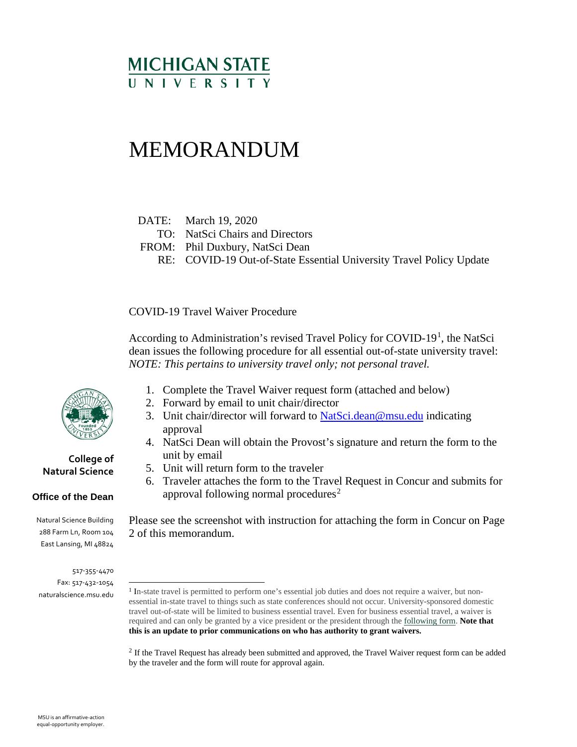MICHIGAN STATE UNIVERSITY

# MEMORANDUM

DATE: March 19, 2020
TO: NatSci Chairs and Directors
FROM: Phil Duxbury, NatSci Dean
RE: COVID-19 Out-of-State Essential University Travel Policy Update

COVID-19 Travel Waiver Procedure

According to Administration's revised Travel Policy for COVID-19[1], the NatSci dean issues the following procedure for all essential out-of-state university travel: *NOTE: This pertains to university travel only; not personal travel.*

1. Complete the Travel Waiver request form (attached and below)
2. Forward by email to unit chair/director
3. Unit chair/director will forward to NatSci.dean@msu.edu indicating approval
4. NatSci Dean will obtain the Provost's signature and return the form to the unit by email
5. Unit will return form to the traveler
6. Traveler attaches the form to the Travel Request in Concur and submits for approval following normal procedures[2]

Please see the screenshot with instruction for attaching the form in Concur on Page 2 of this memorandum.

**College of Natural Science**

**Office of the Dean**

Natural Science Building
288 Farm Ln, Room 104
East Lansing, MI 48824

517-355-4470
Fax: 517-432-1054
naturalscience.msu.edu

---

[1] In-state travel is permitted to perform one's essential job duties and does not require a waiver, but non-essential in-state travel to things such as state conferences should not occur. University-sponsored domestic travel out-of-state will be limited to business essential travel. Even for business essential travel, a waiver is required and can only be granted by a vice president or the president through the following form. **Note that this is an update to prior communications on who has authority to grant waivers.**

[2] If the Travel Request has already been submitted and approved, the Travel Waiver request form can be added by the traveler and the form will route for approval again.

MSU is an affirmative-action equal-opportunity employer.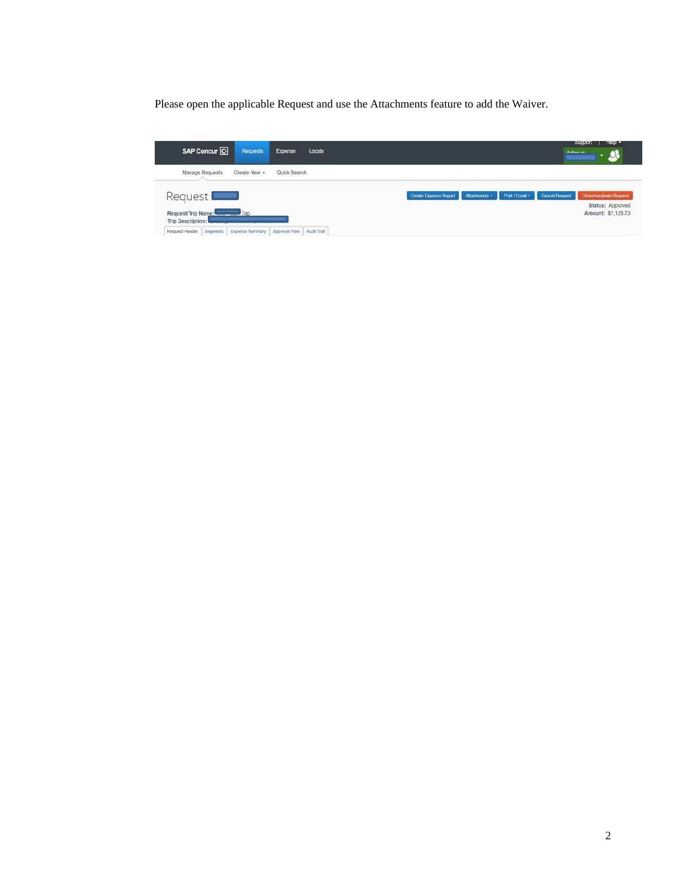Please open the applicable Request and use the Attachments feature to add the Waiver.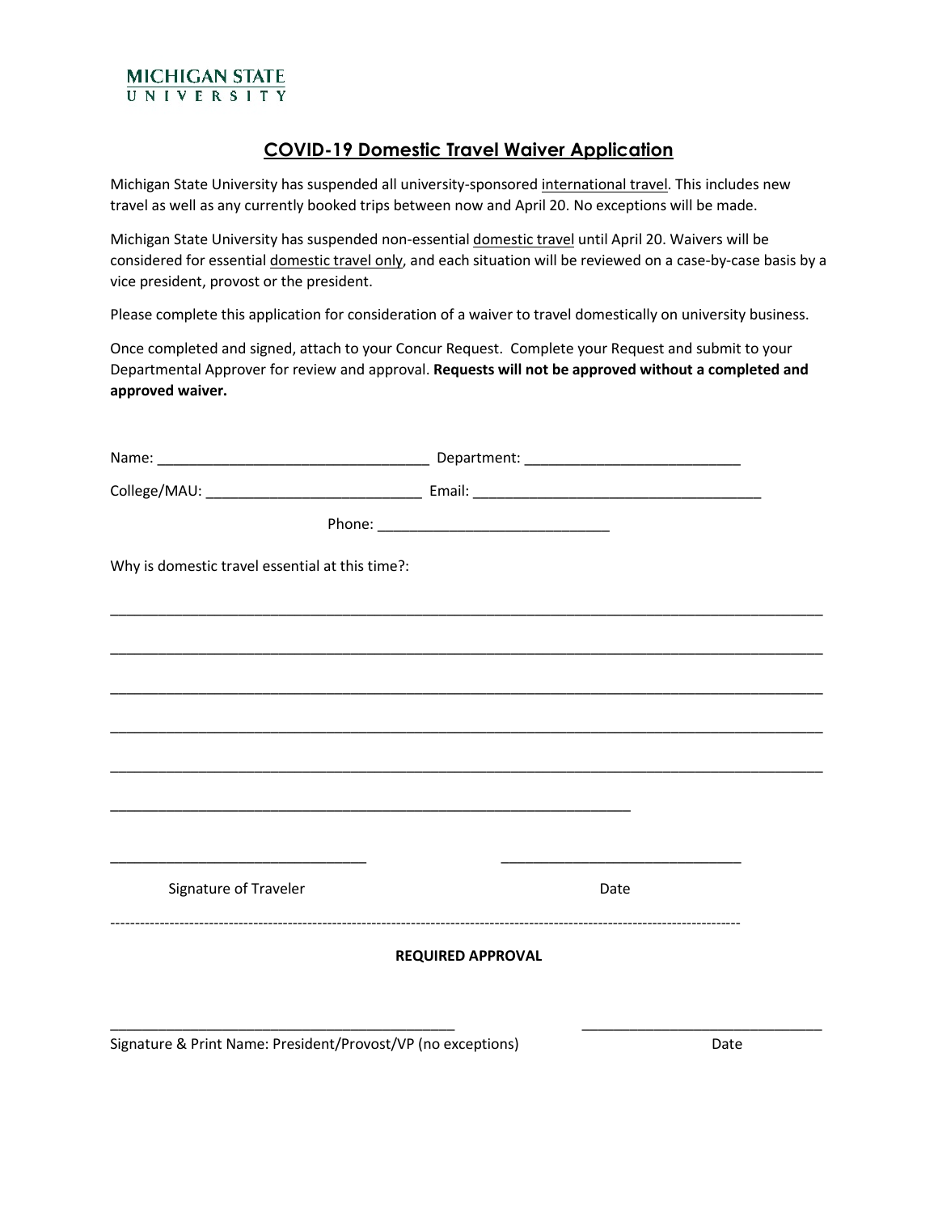MICHIGAN STATE UNIVERSITY

## COVID-19 Domestic Travel Waiver Application

Michigan State University has suspended all university-sponsored international travel. This includes new travel as well as any currently booked trips between now and April 20. No exceptions will be made.

Michigan State University has suspended non-essential domestic travel until April 20. Waivers will be considered for essential domestic travel only, and each situation will be reviewed on a case-by-case basis by a vice president, provost or the president.

Please complete this application for consideration of a waiver to travel domestically on university business.

Once completed and signed, attach to your Concur Request. Complete your Request and submit to your Departmental Approver for review and approval. **Requests will not be approved without a completed and approved waiver.**

Name: ___________________________________ Department: ___________________________

College/MAU: ___________________________ Email: _____________________________________

Phone: _____________________________

Why is domestic travel essential at this time?:

___________________________________________________________________________________________

___________________________________________________________________________________________

___________________________________________________________________________________________

___________________________________________________________________________________________

___________________________________________________________________________________________

___________________________________________________________________

________________________________ ______________________________

Signature of Traveler Date

---

**REQUIRED APPROVAL**

____________________________________________ ______________________________

Signature & Print Name: President/Provost/VP (no exceptions) Date